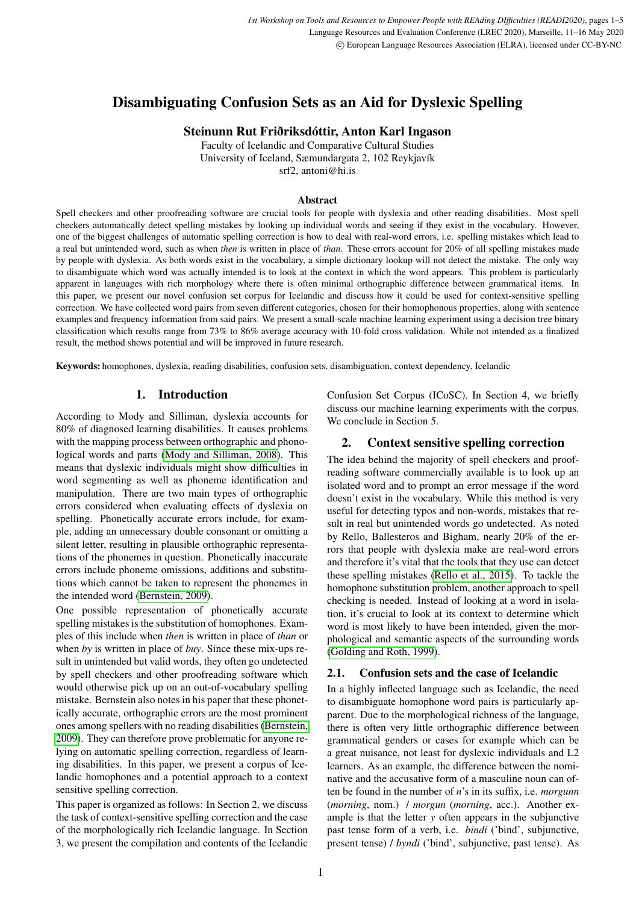# Disambiguating Confusion Sets as an Aid for Dyslexic Spelling

**Steinunn Rut Friðriksdóttir, Anton Karl Ingason**

Faculty of Icelandic and Comparative Cultural Studies
University of Iceland, Sæmundargata 2, 102 Reykjavík
srf2, antoni@hi.is

### Abstract

Spell checkers and other proofreading software are crucial tools for people with dyslexia and other reading disabilities. Most spell checkers automatically detect spelling mistakes by looking up individual words and seeing if they exist in the vocabulary. However, one of the biggest challenges of automatic spelling correction is how to deal with real-word errors, i.e. spelling mistakes which lead to a real but unintended word, such as when *then* is written in place of *than*. These errors account for 20% of all spelling mistakes made by people with dyslexia. As both words exist in the vocabulary, a simple dictionary lookup will not detect the mistake. The only way to disambiguate which word was actually intended is to look at the context in which the word appears. This problem is particularly apparent in languages with rich morphology where there is often minimal orthographic difference between grammatical items. In this paper, we present our novel confusion set corpus for Icelandic and discuss how it could be used for context-sensitive spelling correction. We have collected word pairs from seven different categories, chosen for their homophonous properties, along with sentence examples and frequency information from said pairs. We present a small-scale machine learning experiment using a decision tree binary classification which results range from 73% to 86% average accuracy with 10-fold cross validation. While not intended as a finalized result, the method shows potential and will be improved in future research.

**Keywords:** homophones, dyslexia, reading disabilities, confusion sets, disambiguation, context dependency, Icelandic

## 1. Introduction

According to Mody and Silliman, dyslexia accounts for 80% of diagnosed learning disabilities. It causes problems with the mapping process between orthographic and phonological words and parts (Mody and Silliman, 2008). This means that dyslexic individuals might show difficulties in word segmenting as well as phoneme identification and manipulation. There are two main types of orthographic errors considered when evaluating effects of dyslexia on spelling. Phonetically accurate errors include, for example, adding an unnecessary double consonant or omitting a silent letter, resulting in plausible orthographic representations of the phonemes in question. Phonetically inaccurate errors include phoneme omissions, additions and substitutions which cannot be taken to represent the phonemes in the intended word (Bernstein, 2009).

One possible representation of phonetically accurate spelling mistakes is the substitution of homophones. Examples of this include when *then* is written in place of *than* or when *by* is written in place of *buy*. Since these mix-ups result in unintended but valid words, they often go undetected by spell checkers and other proofreading software which would otherwise pick up on an out-of-vocabulary spelling mistake. Bernstein also notes in his paper that these phonetically accurate, orthographic errors are the most prominent ones among spellers with no reading disabilities (Bernstein, 2009). They can therefore prove problematic for anyone relying on automatic spelling correction, regardless of learning disabilities. In this paper, we present a corpus of Icelandic homophones and a potential approach to a context sensitive spelling correction.

This paper is organized as follows: In Section 2, we discuss the task of context-sensitive spelling correction and the case of the morphologically rich Icelandic language. In Section 3, we present the compilation and contents of the Icelandic Confusion Set Corpus (ICoSC). In Section 4, we briefly discuss our machine learning experiments with the corpus. We conclude in Section 5.

## 2. Context sensitive spelling correction

The idea behind the majority of spell checkers and proofreading software commercially available is to look up an isolated word and to prompt an error message if the word doesn't exist in the vocabulary. While this method is very useful for detecting typos and non-words, mistakes that result in real but unintended words go undetected. As noted by Rello, Ballesteros and Bigham, nearly 20% of the errors that people with dyslexia make are real-word errors and therefore it's vital that the tools that they use can detect these spelling mistakes (Rello et al., 2015). To tackle the homophone substitution problem, another approach to spell checking is needed. Instead of looking at a word in isolation, it's crucial to look at its context to determine which word is most likely to have been intended, given the morphological and semantic aspects of the surrounding words (Golding and Roth, 1999).

### 2.1. Confusion sets and the case of Icelandic

In a highly inflected language such as Icelandic, the need to disambiguate homophone word pairs is particularly apparent. Due to the morphological richness of the language, there is often very little orthographic difference between grammatical genders or cases for example which can be a great nuisance, not least for dyslexic individuals and L2 learners. As an example, the difference between the nominative and the accusative form of a masculine noun can often be found in the number of *n*'s in its suffix, i.e. *morgunn* (*morning*, nom.) / *morgun* (*morning*, acc.). Another example is that the letter *y* often appears in the subjunctive past tense form of a verb, i.e. *bindi* ('bind', subjunctive, present tense) / *byndi* ('bind', subjunctive, past tense). As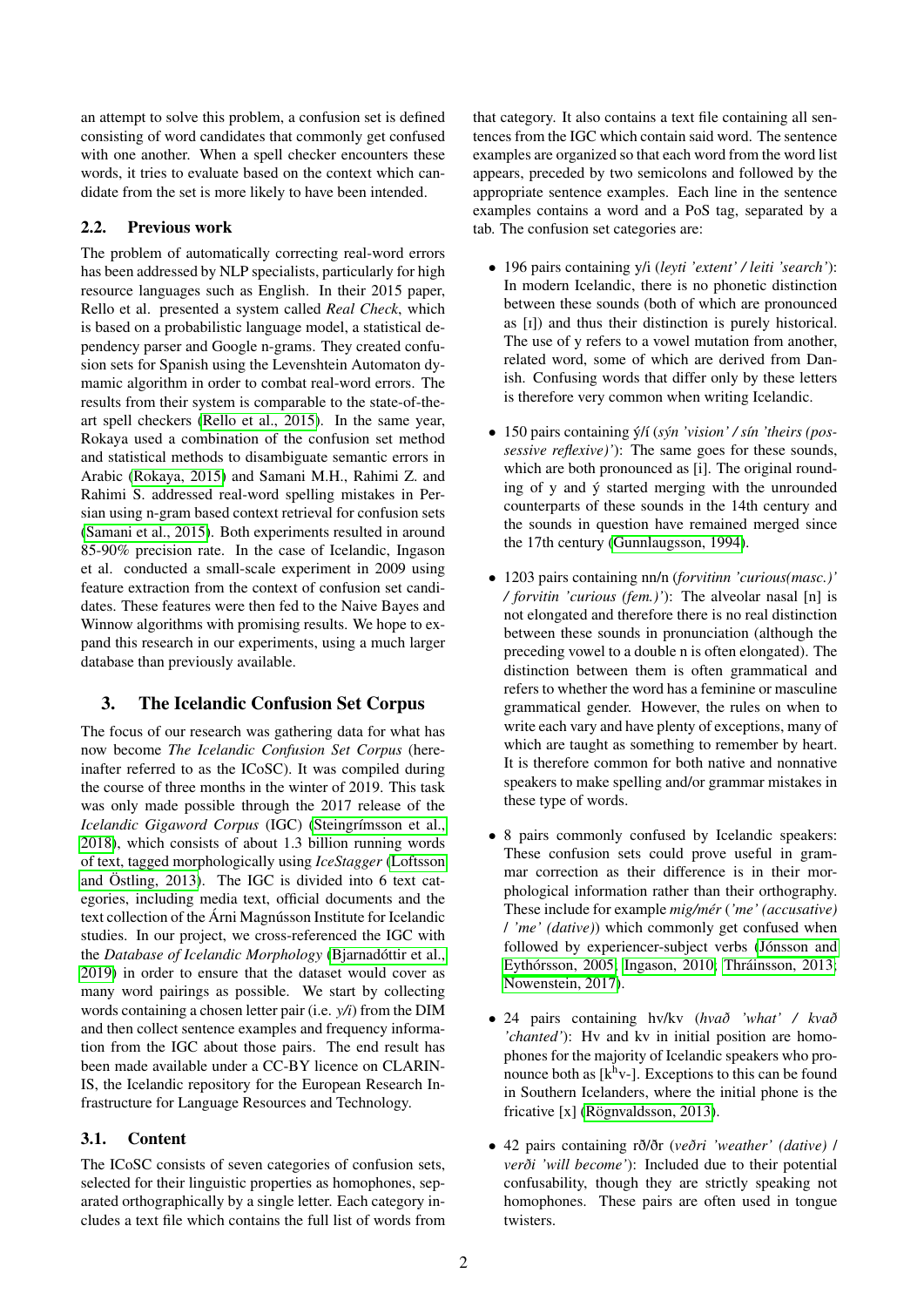an attempt to solve this problem, a confusion set is defined consisting of word candidates that commonly get confused with one another. When a spell checker encounters these words, it tries to evaluate based on the context which candidate from the set is more likely to have been intended.

### 2.2. Previous work

The problem of automatically correcting real-word errors has been addressed by NLP specialists, particularly for high resource languages such as English. In their 2015 paper, Rello et al. presented a system called *Real Check*, which is based on a probabilistic language model, a statistical dependency parser and Google n-grams. They created confusion sets for Spanish using the Levenshtein Automaton dymamic algorithm in order to combat real-word errors. The results from their system is comparable to the state-of-the-art spell checkers (Rello et al., 2015). In the same year, Rokaya used a combination of the confusion set method and statistical methods to disambiguate semantic errors in Arabic (Rokaya, 2015) and Samani M.H., Rahimi Z. and Rahimi S. addressed real-word spelling mistakes in Persian using n-gram based context retrieval for confusion sets (Samani et al., 2015). Both experiments resulted in around 85-90% precision rate. In the case of Icelandic, Ingason et al. conducted a small-scale experiment in 2009 using feature extraction from the context of confusion set candidates. These features were then fed to the Naive Bayes and Winnow algorithms with promising results. We hope to expand this research in our experiments, using a much larger database than previously available.

## 3. The Icelandic Confusion Set Corpus

The focus of our research was gathering data for what has now become *The Icelandic Confusion Set Corpus* (hereinafter referred to as the ICoSC). It was compiled during the course of three months in the winter of 2019. This task was only made possible through the 2017 release of the *Icelandic Gigaword Corpus* (IGC) (Steingrímsson et al., 2018), which consists of about 1.3 billion running words of text, tagged morphologically using *IceStagger* (Loftsson and Östling, 2013). The IGC is divided into 6 text categories, including media text, official documents and the text collection of the Árni Magnússon Institute for Icelandic studies. In our project, we cross-referenced the IGC with the *Database of Icelandic Morphology* (Bjarnadóttir et al., 2019) in order to ensure that the dataset would cover as many word pairings as possible. We start by collecting words containing a chosen letter pair (i.e. *y/i*) from the DIM and then collect sentence examples and frequency information from the IGC about those pairs. The end result has been made available under a CC-BY licence on CLARIN-IS, the Icelandic repository for the European Research Infrastructure for Language Resources and Technology.

### 3.1. Content

The ICoSC consists of seven categories of confusion sets, selected for their linguistic properties as homophones, separated orthographically by a single letter. Each category includes a text file which contains the full list of words from that category. It also contains a text file containing all sentences from the IGC which contain said word. The sentence examples are organized so that each word from the word list appears, preceded by two semicolons and followed by the appropriate sentence examples. Each line in the sentence examples contains a word and a PoS tag, separated by a tab. The confusion set categories are:

- 196 pairs containing y/i (*leyti 'extent' / leiti 'search'*): In modern Icelandic, there is no phonetic distinction between these sounds (both of which are pronounced as [ɪ]) and thus their distinction is purely historical. The use of y refers to a vowel mutation from another, related word, some of which are derived from Danish. Confusing words that differ only by these letters is therefore very common when writing Icelandic.
- 150 pairs containing ý/í (*sýn 'vision' / sín 'theirs (possessive reflexive)'*): The same goes for these sounds, which are both pronounced as [i]. The original rounding of y and ý started merging with the unrounded counterparts of these sounds in the 14th century and the sounds in question have remained merged since the 17th century (Gunnlaugsson, 1994).
- 1203 pairs containing nn/n (*forvitinn 'curious(masc.)' / forvitin 'curious (fem.)'*): The alveolar nasal [n] is not elongated and therefore there is no real distinction between these sounds in pronunciation (although the preceding vowel to a double n is often elongated). The distinction between them is often grammatical and refers to whether the word has a feminine or masculine grammatical gender. However, the rules on when to write each vary and have plenty of exceptions, many of which are taught as something to remember by heart. It is therefore common for both native and nonnative speakers to make spelling and/or grammar mistakes in these type of words.
- 8 pairs commonly confused by Icelandic speakers: These confusion sets could prove useful in grammar correction as their difference is in their morphological information rather than their orthography. These include for example *mig/mér* (*'me' (accusative) / 'me' (dative)*) which commonly get confused when followed by experiencer-subject verbs (Jónsson and Eythórsson, 2005; Ingason, 2010; Thráinsson, 2013; Nowenstein, 2017).
- 24 pairs containing hv/kv (*hvað 'what' / kvað 'chanted'*): Hv and kv in initial position are homophones for the majority of Icelandic speakers who pronounce both as [kʰv-]. Exceptions to this can be found in Southern Icelanders, where the initial phone is the fricative [x] (Rögnvaldsson, 2013).
- 42 pairs containing rð/ðr (*veðri 'weather' (dative) / verði 'will become'*): Included due to their potential confusability, though they are strictly speaking not homophones. These pairs are often used in tongue twisters.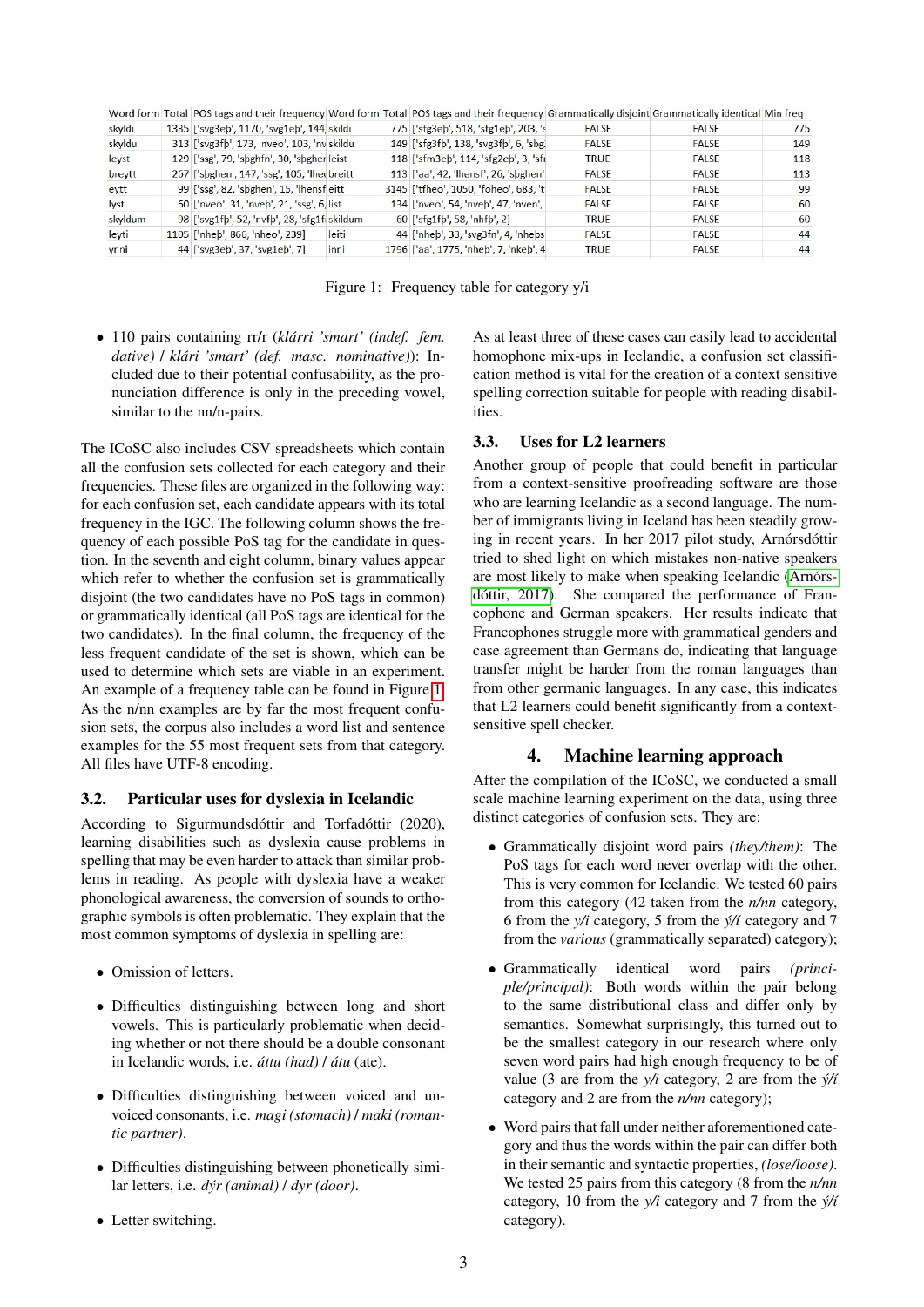| Word form | Total | POS tags and their frequency | Word form | Total | POS tags and their frequency | Grammatically disjoint | Grammatically identical | Min freq |
|---|---|---|---|---|---|---|---|---|
| skyldi | 1335 | ['svg3eþ', 1170, 'svg1eþ', 144 | skildi | 775 | ['sfg3eþ', 518, 'sfg1eþ', 203, 's | FALSE | FALSE | 775 |
| skyldu | 313 | ['svg3fþ', 173, 'nveo', 103, 'nv | skildu | 149 | ['sfg3fþ', 138, 'svg3fþ', 6, 'sbg | FALSE | FALSE | 149 |
| leyst | 129 | ['ssg', 79, 'sþghfn', 30, 'sþgher | leist | 118 | ['sfm3eþ', 114, 'sfg2eþ', 1, 'sfi | TRUE | FALSE | 118 |
| breytt | 267 | ['sþghen', 147, 'ssg', 105, 'lhe | breitt | 113 | ['aa', 42, 'lhensf', 26, 'sþghen' | FALSE | FALSE | 113 |
| eytt | 99 | ['ssg', 82, 'sþghen', 15, 'lhensf | eitt | 3145 | ['tfheo', 1050, 'foheo', 683, 't | FALSE | FALSE | 99 |
| lyst | 60 | ['nveo', 31, 'nveþ', 21, 'ssg', 6, | list | 134 | ['nveo', 54, 'nveþ', 47, 'nven', | FALSE | FALSE | 60 |
| skyldum | 98 | ['svg1fþ', 52, 'nvfþ', 28, 'sfg1f | skildum | 60 | ['sfg1fþ', 58, 'nhfþ', 2] | TRUE | FALSE | 60 |
| leyti | 1105 | ['nheþ', 866, 'nheo', 239] | leiti | 44 | ['nheþ', 33, 'svg3fn', 4, 'nheþs | FALSE | FALSE | 44 |
| ynni | 44 | ['svg3eþ', 37, 'svg1eþ', 7] | inni | 1796 | ['aa', 1775, 'nheþ', 7, 'nkeþ', 4 | TRUE | FALSE | 44 |

Figure 1: Frequency table for category y/i

- 110 pairs containing rr/r (*klárri 'smart' (indef. fem. dative)* / *klári 'smart' (def. masc. nominative)*): Included due to their potential confusability, as the pronunciation difference is only in the preceding vowel, similar to the nn/n-pairs.

The ICoSC also includes CSV spreadsheets which contain all the confusion sets collected for each category and their frequencies. These files are organized in the following way: for each confusion set, each candidate appears with its total frequency in the IGC. The following column shows the frequency of each possible PoS tag for the candidate in question. In the seventh and eight column, binary values appear which refer to whether the confusion set is grammatically disjoint (the two candidates have no PoS tags in common) or grammatically identical (all PoS tags are identical for the two candidates). In the final column, the frequency of the less frequent candidate of the set is shown, which can be used to determine which sets are viable in an experiment. An example of a frequency table can be found in Figure 1. As the n/nn examples are by far the most frequent confusion sets, the corpus also includes a word list and sentence examples for the 55 most frequent sets from that category. All files have UTF-8 encoding.

### 3.2. Particular uses for dyslexia in Icelandic

According to Sigurmundsdóttir and Torfadóttir (2020), learning disabilities such as dyslexia cause problems in spelling that may be even harder to attack than similar problems in reading. As people with dyslexia have a weaker phonological awareness, the conversion of sounds to orthographic symbols is often problematic. They explain that the most common symptoms of dyslexia in spelling are:

- Omission of letters.
- Difficulties distinguishing between long and short vowels. This is particularly problematic when deciding whether or not there should be a double consonant in Icelandic words, i.e. *áttu (had)* / *átu* (ate).
- Difficulties distinguishing between voiced and unvoiced consonants, i.e. *magi (stomach)* / *maki (romantic partner)*.
- Difficulties distinguishing between phonetically similar letters, i.e. *dýr (animal)* / *dyr (door)*.
- Letter switching.

As at least three of these cases can easily lead to accidental homophone mix-ups in Icelandic, a confusion set classification method is vital for the creation of a context sensitive spelling correction suitable for people with reading disabilities.

### 3.3. Uses for L2 learners

Another group of people that could benefit in particular from a context-sensitive proofreading software are those who are learning Icelandic as a second language. The number of immigrants living in Iceland has been steadily growing in recent years. In her 2017 pilot study, Arnórsdóttir tried to shed light on which mistakes non-native speakers are most likely to make when speaking Icelandic (Arnórsdóttir, 2017). She compared the performance of Francophone and German speakers. Her results indicate that Francophones struggle more with grammatical genders and case agreement than Germans do, indicating that language transfer might be harder from the roman languages than from other germanic languages. In any case, this indicates that L2 learners could benefit significantly from a context-sensitive spell checker.

## 4. Machine learning approach

After the compilation of the ICoSC, we conducted a small scale machine learning experiment on the data, using three distinct categories of confusion sets. They are:

- Grammatically disjoint word pairs *(they/them)*: The PoS tags for each word never overlap with the other. This is very common for Icelandic. We tested 60 pairs from this category (42 taken from the *n/nn* category, 6 from the *y/i* category, 5 from the *ý/í* category and 7 from the *various* (grammatically separated) category);
- Grammatically identical word pairs *(principle/principal)*: Both words within the pair belong to the same distributional class and differ only by semantics. Somewhat surprisingly, this turned out to be the smallest category in our research where only seven word pairs had high enough frequency to be of value (3 are from the *y/i* category, 2 are from the *ý/í* category and 2 are from the *n/nn* category);
- Word pairs that fall under neither aforementioned category and thus the words within the pair can differ both in their semantic and syntactic properties, *(lose/loose)*. We tested 25 pairs from this category (8 from the *n/nn* category, 10 from the *y/i* category and 7 from the *ý/í* category).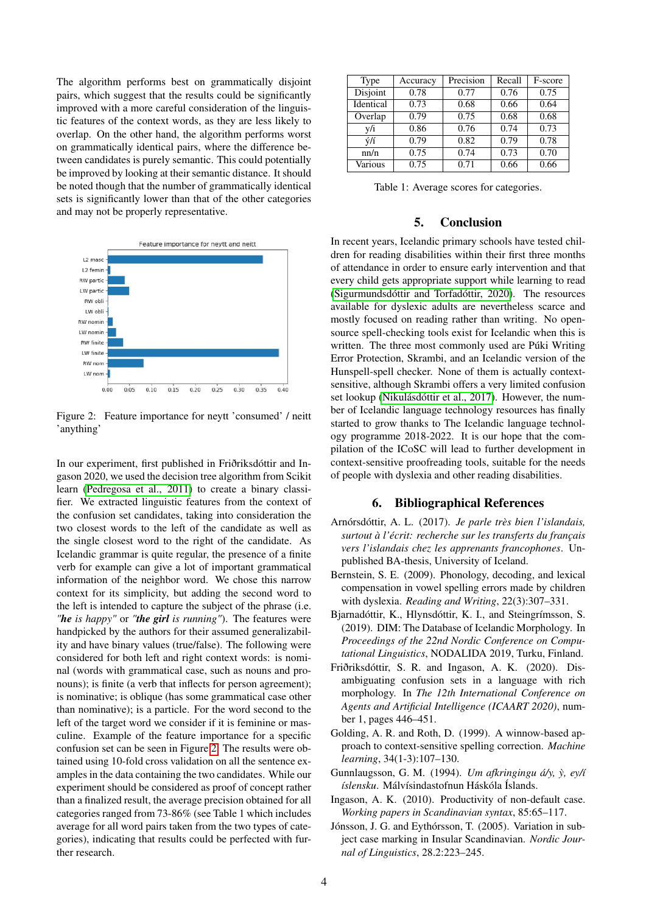The algorithm performs best on grammatically disjoint pairs, which suggest that the results could be significantly improved with a more careful consideration of the linguistic features of the context words, as they are less likely to overlap. On the other hand, the algorithm performs worst on grammatically identical pairs, where the difference between candidates is purely semantic. This could potentially be improved by looking at their semantic distance. It should be noted though that the number of grammatically identical sets is significantly lower than that of the other categories and may not be properly representative.

Figure 2: Feature importance for neytt 'consumed' / neitt 'anything'

In our experiment, first published in Friðriksdóttir and Ingason 2020, we used the decision tree algorithm from Scikit learn (Pedregosa et al., 2011) to create a binary classifier. We extracted linguistic features from the context of the confusion set candidates, taking into consideration the two closest words to the left of the candidate as well as the single closest word to the right of the candidate. As Icelandic grammar is quite regular, the presence of a finite verb for example can give a lot of important grammatical information of the neighbor word. We chose this narrow context for its simplicity, but adding the second word to the left is intended to capture the subject of the phrase (i.e. *"**he** is happy"* or *"**the girl** is running"*). The features were handpicked by the authors for their assumed generalizability and have binary values (true/false). The following were considered for both left and right context words: is nominal (words with grammatical case, such as nouns and pronouns); is finite (a verb that inflects for person agreement); is nominative; is oblique (has some grammatical case other than nominative); is a particle. For the word second to the left of the target word we consider if it is feminine or masculine. Example of the feature importance for a specific confusion set can be seen in Figure 2. The results were obtained using 10-fold cross validation on all the sentence examples in the data containing the two candidates. While our experiment should be considered as proof of concept rather than a finalized result, the average precision obtained for all categories ranged from 73-86% (see Table 1 which includes average for all word pairs taken from the two types of categories), indicating that results could be perfected with further research.

| Type | Accuracy | Precision | Recall | F-score |
|---|---|---|---|---|
| Disjoint | 0.78 | 0.77 | 0.76 | 0.75 |
| Identical | 0.73 | 0.68 | 0.66 | 0.64 |
| Overlap | 0.79 | 0.75 | 0.68 | 0.68 |
| y/i | 0.86 | 0.76 | 0.74 | 0.73 |
| ý/í | 0.79 | 0.82 | 0.79 | 0.78 |
| nn/n | 0.75 | 0.74 | 0.73 | 0.70 |
| Various | 0.75 | 0.71 | 0.66 | 0.66 |

Table 1: Average scores for categories.

## 5. Conclusion

In recent years, Icelandic primary schools have tested children for reading disabilities within their first three months of attendance in order to ensure early intervention and that every child gets appropriate support while learning to read (Sigurmundsdóttir and Torfadóttir, 2020). The resources available for dyslexic adults are nevertheless scarce and mostly focused on reading rather than writing. No open-source spell-checking tools exist for Icelandic when this is written. The three most commonly used are Púki Writing Error Protection, Skrambi, and an Icelandic version of the Hunspell-spell checker. None of them is actually context-sensitive, although Skrambi offers a very limited confusion set lookup (Nikulásdóttir et al., 2017). However, the number of Icelandic language technology resources has finally started to grow thanks to The Icelandic language technology programme 2018-2022. It is our hope that the compilation of the ICoSC will lead to further development in context-sensitive proofreading tools, suitable for the needs of people with dyslexia and other reading disabilities.

## 6. Bibliographical References

Arnórsdóttir, A. L. (2017). *Je parle très bien l'islandais, surtout à l'écrit: recherche sur les transferts du français vers l'islandais chez les apprenants francophones*. Unpublished BA-thesis, University of Iceland.

Bernstein, S. E. (2009). Phonology, decoding, and lexical compensation in vowel spelling errors made by children with dyslexia. *Reading and Writing*, 22(3):307–331.

Bjarnadóttir, K., Hlynsdóttir, K. I., and Steingrímsson, S. (2019). DIM: The Database of Icelandic Morphology. In *Proceedings of the 22nd Nordic Conference on Computational Linguistics*, NODALIDA 2019, Turku, Finland.

Friðriksdóttir, S. R. and Ingason, A. K. (2020). Disambiguating confusion sets in a language with rich morphology. In *The 12th International Conference on Agents and Artificial Intelligence (ICAART 2020)*, number 1, pages 446–451.

Golding, A. R. and Roth, D. (1999). A winnow-based approach to context-sensitive spelling correction. *Machine learning*, 34(1-3):107–130.

Gunnlaugsson, G. M. (1994). *Um afkringingu á/y, ỳ, ey/í íslensku*. Málvísindastofnun Háskóla Íslands.

Ingason, A. K. (2010). Productivity of non-default case. *Working papers in Scandinavian syntax*, 85:65–117.

Jónsson, J. G. and Eythórsson, T. (2005). Variation in subject case marking in Insular Scandinavian. *Nordic Journal of Linguistics*, 28.2:223–245.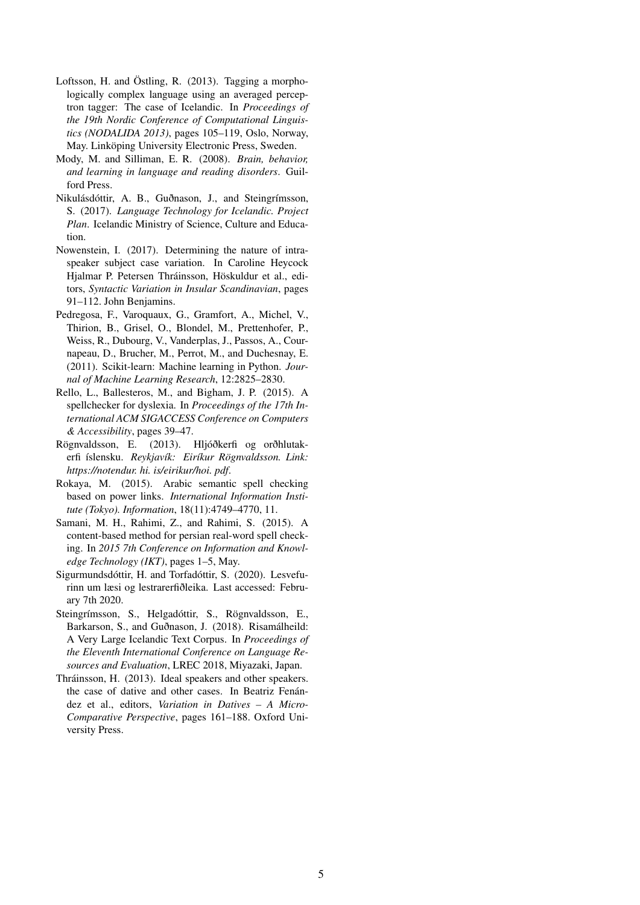Loftsson, H. and Östling, R. (2013). Tagging a morphologically complex language using an averaged perceptron tagger: The case of Icelandic. In *Proceedings of the 19th Nordic Conference of Computational Linguistics (NODALIDA 2013)*, pages 105–119, Oslo, Norway, May. Linköping University Electronic Press, Sweden.

Mody, M. and Silliman, E. R. (2008). *Brain, behavior, and learning in language and reading disorders*. Guilford Press.

Nikulásdóttir, A. B., Guðnason, J., and Steingrímsson, S. (2017). *Language Technology for Icelandic. Project Plan*. Icelandic Ministry of Science, Culture and Education.

Nowenstein, I. (2017). Determining the nature of intraspeaker subject case variation. In Caroline Heycock Hjalmar P. Petersen Thráinsson, Höskuldur et al., editors, *Syntactic Variation in Insular Scandinavian*, pages 91–112. John Benjamins.

Pedregosa, F., Varoquaux, G., Gramfort, A., Michel, V., Thirion, B., Grisel, O., Blondel, M., Prettenhofer, P., Weiss, R., Dubourg, V., Vanderplas, J., Passos, A., Cournapeau, D., Brucher, M., Perrot, M., and Duchesnay, E. (2011). Scikit-learn: Machine learning in Python. *Journal of Machine Learning Research*, 12:2825–2830.

Rello, L., Ballesteros, M., and Bigham, J. P. (2015). A spellchecker for dyslexia. In *Proceedings of the 17th International ACM SIGACCESS Conference on Computers & Accessibility*, pages 39–47.

Rögnvaldsson, E. (2013). Hljóðkerfi og orðhlutakerfi íslensku. *Reykjavík: Eiríkur Rögnvaldsson. Link: https://notendur. hi. is/eirikur/hoi. pdf*.

Rokaya, M. (2015). Arabic semantic spell checking based on power links. *International Information Institute (Tokyo). Information*, 18(11):4749–4770, 11.

Samani, M. H., Rahimi, Z., and Rahimi, S. (2015). A content-based method for persian real-word spell checking. In *2015 7th Conference on Information and Knowledge Technology (IKT)*, pages 1–5, May.

Sigurmundsdóttir, H. and Torfadóttir, S. (2020). Lesvefurinn um læsi og lestrarerfiðleika. Last accessed: February 7th 2020.

Steingrímsson, S., Helgadóttir, S., Rögnvaldsson, E., Barkarson, S., and Guðnason, J. (2018). Risamálheild: A Very Large Icelandic Text Corpus. In *Proceedings of the Eleventh International Conference on Language Resources and Evaluation*, LREC 2018, Miyazaki, Japan.

Thráinsson, H. (2013). Ideal speakers and other speakers. the case of dative and other cases. In Beatriz Fenández et al., editors, *Variation in Datives – A Micro-Comparative Perspective*, pages 161–188. Oxford University Press.